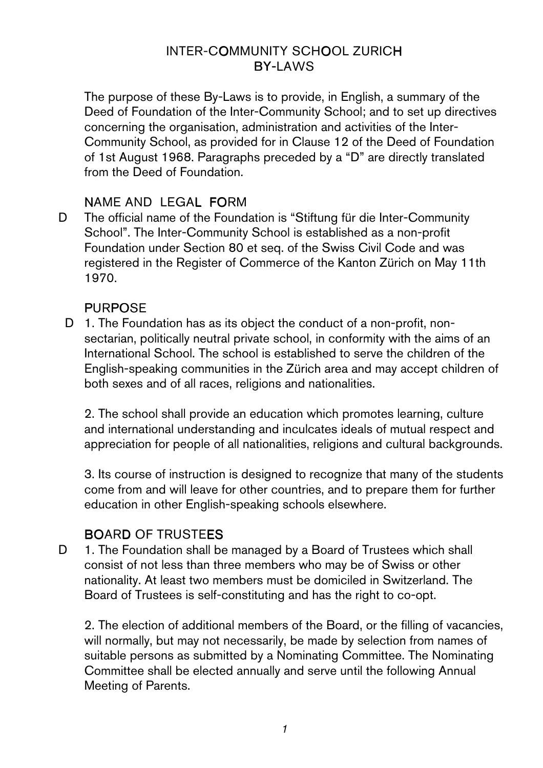# INTER-COMMUNITY SCHOOL ZURICH
# BY-LAWS

The purpose of these By-Laws is to provide, in English, a summary of the Deed of Foundation of the Inter-Community School; and to set up directives concerning the organisation, administration and activities of the Inter-Community School, as provided for in Clause 12 of the Deed of Foundation of 1st August 1968. Paragraphs preceded by a "D" are directly translated from the Deed of Foundation.

## NAME AND LEGAL FORM

D The official name of the Foundation is "Stiftung für die Inter-Community School". The Inter-Community School is established as a non-profit Foundation under Section 80 et seq. of the Swiss Civil Code and was registered in the Register of Commerce of the Kanton Zürich on May 11th 1970.

## PURPOSE

D 1. The Foundation has as its object the conduct of a non-profit, non-sectarian, politically neutral private school, in conformity with the aims of an International School. The school is established to serve the children of the English-speaking communities in the Zürich area and may accept children of both sexes and of all races, religions and nationalities.

2. The school shall provide an education which promotes learning, culture and international understanding and inculcates ideals of mutual respect and appreciation for people of all nationalities, religions and cultural backgrounds.

3. Its course of instruction is designed to recognize that many of the students come from and will leave for other countries, and to prepare them for further education in other English-speaking schools elsewhere.

## BOARD OF TRUSTEES

D 1. The Foundation shall be managed by a Board of Trustees which shall consist of not less than three members who may be of Swiss or other nationality. At least two members must be domiciled in Switzerland. The Board of Trustees is self-constituting and has the right to co-opt.

2. The election of additional members of the Board, or the filling of vacancies, will normally, but may not necessarily, be made by selection from names of suitable persons as submitted by a Nominating Committee. The Nominating Committee shall be elected annually and serve until the following Annual Meeting of Parents.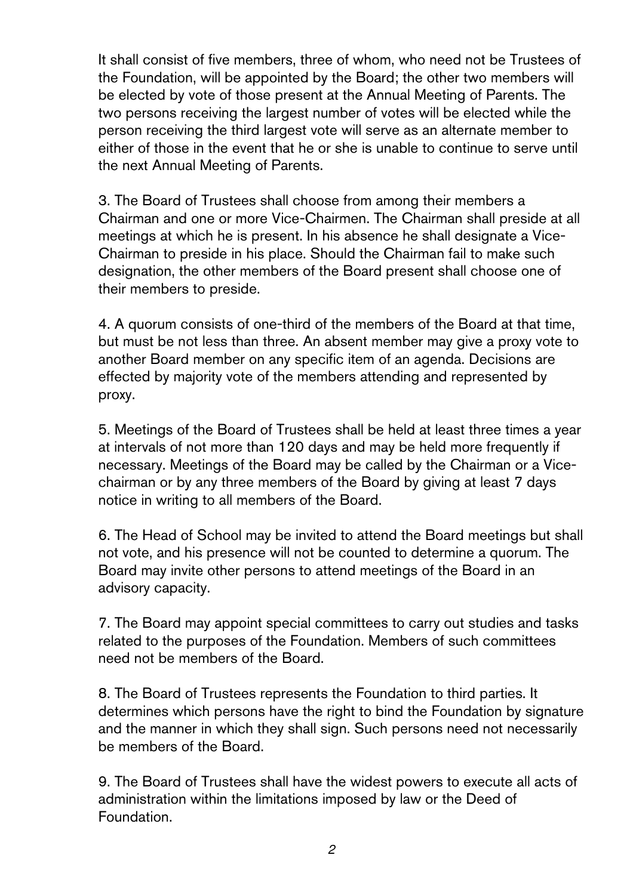It shall consist of five members, three of whom, who need not be Trustees of the Foundation, will be appointed by the Board; the other two members will be elected by vote of those present at the Annual Meeting of Parents. The two persons receiving the largest number of votes will be elected while the person receiving the third largest vote will serve as an alternate member to either of those in the event that he or she is unable to continue to serve until the next Annual Meeting of Parents.

3. The Board of Trustees shall choose from among their members a Chairman and one or more Vice-Chairmen. The Chairman shall preside at all meetings at which he is present. In his absence he shall designate a Vice-Chairman to preside in his place. Should the Chairman fail to make such designation, the other members of the Board present shall choose one of their members to preside.

4. A quorum consists of one-third of the members of the Board at that time, but must be not less than three. An absent member may give a proxy vote to another Board member on any specific item of an agenda. Decisions are effected by majority vote of the members attending and represented by proxy.

5. Meetings of the Board of Trustees shall be held at least three times a year at intervals of not more than 120 days and may be held more frequently if necessary. Meetings of the Board may be called by the Chairman or a Vice-chairman or by any three members of the Board by giving at least 7 days notice in writing to all members of the Board.

6. The Head of School may be invited to attend the Board meetings but shall not vote, and his presence will not be counted to determine a quorum. The Board may invite other persons to attend meetings of the Board in an advisory capacity.

7. The Board may appoint special committees to carry out studies and tasks related to the purposes of the Foundation. Members of such committees need not be members of the Board.

8. The Board of Trustees represents the Foundation to third parties. It determines which persons have the right to bind the Foundation by signature and the manner in which they shall sign. Such persons need not necessarily be members of the Board.

9. The Board of Trustees shall have the widest powers to execute all acts of administration within the limitations imposed by law or the Deed of Foundation.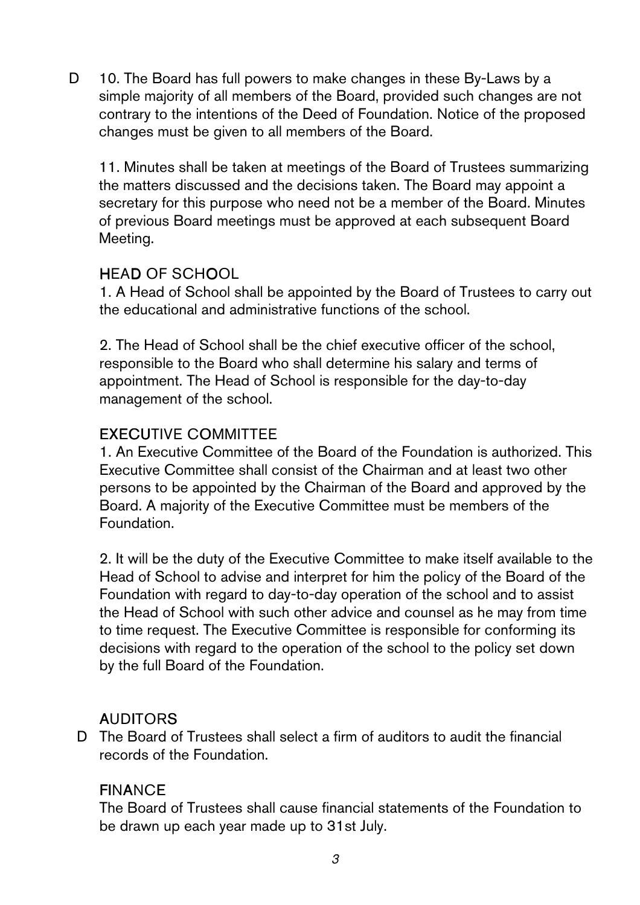D 10. The Board has full powers to make changes in these By-Laws by a simple majority of all members of the Board, provided such changes are not contrary to the intentions of the Deed of Foundation. Notice of the proposed changes must be given to all members of the Board.

11. Minutes shall be taken at meetings of the Board of Trustees summarizing the matters discussed and the decisions taken. The Board may appoint a secretary for this purpose who need not be a member of the Board. Minutes of previous Board meetings must be approved at each subsequent Board Meeting.

## HEAD OF SCHOOL

1. A Head of School shall be appointed by the Board of Trustees to carry out the educational and administrative functions of the school.

2. The Head of School shall be the chief executive officer of the school, responsible to the Board who shall determine his salary and terms of appointment. The Head of School is responsible for the day-to-day management of the school.

## EXECUTIVE COMMITTEE

1. An Executive Committee of the Board of the Foundation is authorized. This Executive Committee shall consist of the Chairman and at least two other persons to be appointed by the Chairman of the Board and approved by the Board. A majority of the Executive Committee must be members of the Foundation.

2. It will be the duty of the Executive Committee to make itself available to the Head of School to advise and interpret for him the policy of the Board of the Foundation with regard to day-to-day operation of the school and to assist the Head of School with such other advice and counsel as he may from time to time request. The Executive Committee is responsible for conforming its decisions with regard to the operation of the school to the policy set down by the full Board of the Foundation.

## AUDITORS

D The Board of Trustees shall select a firm of auditors to audit the financial records of the Foundation.

## FINANCE

The Board of Trustees shall cause financial statements of the Foundation to be drawn up each year made up to 31st July.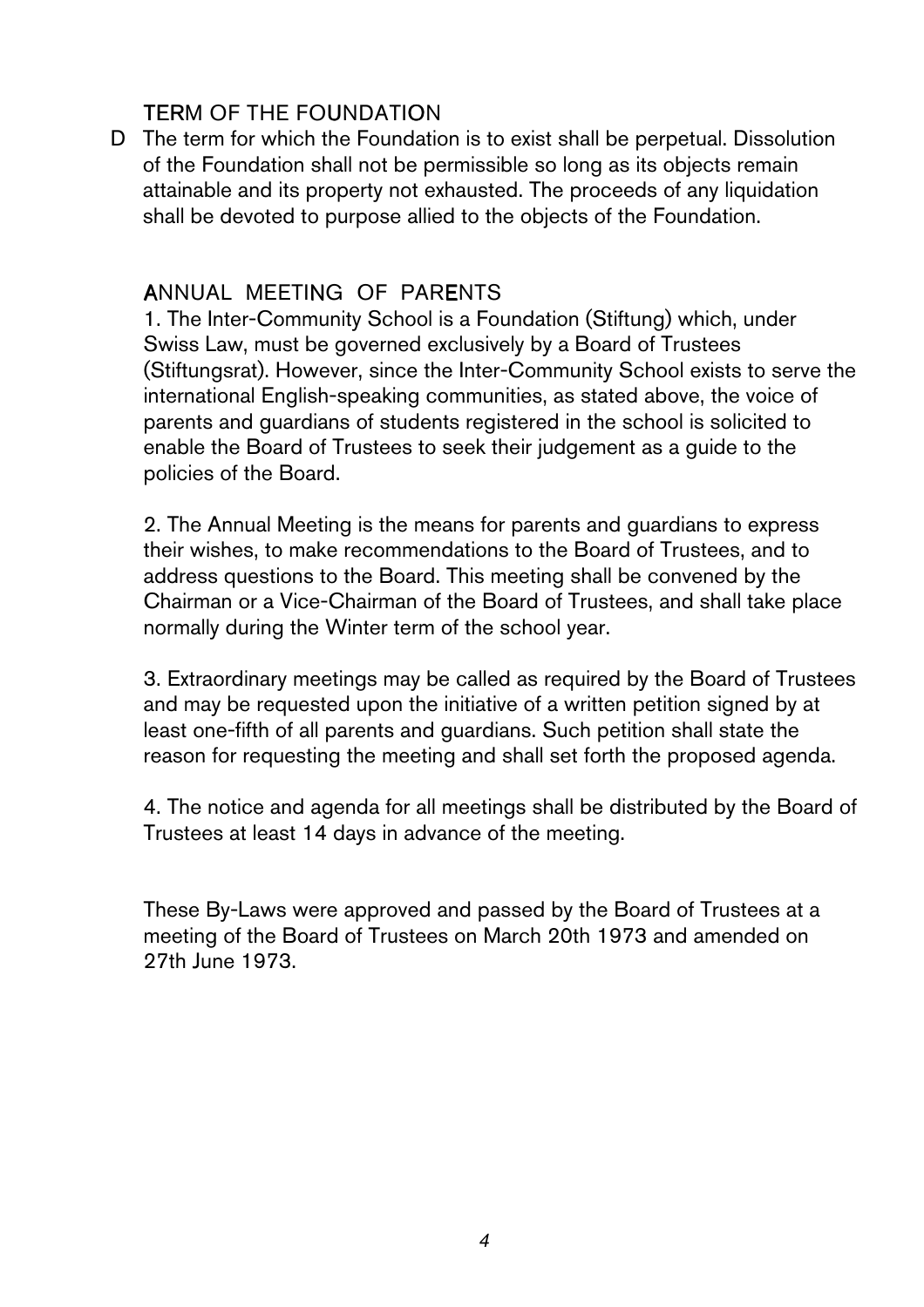## TERM OF THE FOUNDATION

D The term for which the Foundation is to exist shall be perpetual. Dissolution of the Foundation shall not be permissible so long as its objects remain attainable and its property not exhausted. The proceeds of any liquidation shall be devoted to purpose allied to the objects of the Foundation.

## ANNUAL MEETING OF PARENTS

1. The Inter-Community School is a Foundation (Stiftung) which, under Swiss Law, must be governed exclusively by a Board of Trustees (Stiftungsrat). However, since the Inter-Community School exists to serve the international English-speaking communities, as stated above, the voice of parents and guardians of students registered in the school is solicited to enable the Board of Trustees to seek their judgement as a guide to the policies of the Board.

2. The Annual Meeting is the means for parents and guardians to express their wishes, to make recommendations to the Board of Trustees, and to address questions to the Board. This meeting shall be convened by the Chairman or a Vice-Chairman of the Board of Trustees, and shall take place normally during the Winter term of the school year.

3. Extraordinary meetings may be called as required by the Board of Trustees and may be requested upon the initiative of a written petition signed by at least one-fifth of all parents and guardians. Such petition shall state the reason for requesting the meeting and shall set forth the proposed agenda.

4. The notice and agenda for all meetings shall be distributed by the Board of Trustees at least 14 days in advance of the meeting.

These By-Laws were approved and passed by the Board of Trustees at a meeting of the Board of Trustees on March 20th 1973 and amended on 27th June 1973.